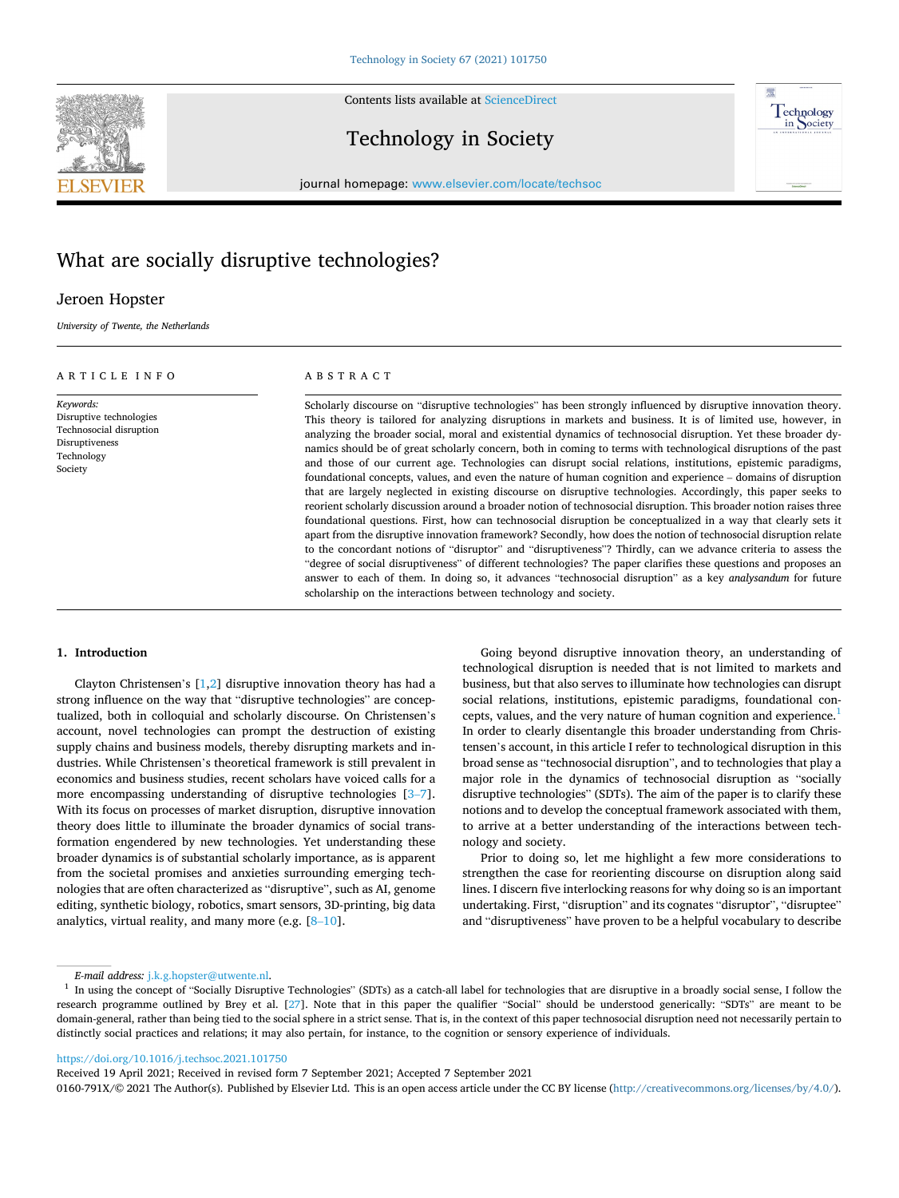# What are socially disruptive technologies?

Jeroen Hopster

*University of Twente, the Netherlands*

**ARTICLE INFO**

*Keywords:*
Disruptive technologies
Technosocial disruption
Disruptiveness
Technology
Society

**ABSTRACT**

Scholarly discourse on "disruptive technologies" has been strongly influenced by disruptive innovation theory. This theory is tailored for analyzing disruptions in markets and business. It is of limited use, however, in analyzing the broader social, moral and existential dynamics of technosocial disruption. Yet these broader dynamics should be of great scholarly concern, both in coming to terms with technological disruptions of the past and those of our current age. Technologies can disrupt social relations, institutions, epistemic paradigms, foundational concepts, values, and even the nature of human cognition and experience – domains of disruption that are largely neglected in existing discourse on disruptive technologies. Accordingly, this paper seeks to reorient scholarly discussion around a broader notion of technosocial disruption. This broader notion raises three foundational questions. First, how can technosocial disruption be conceptualized in a way that clearly sets it apart from the disruptive innovation framework? Secondly, how does the notion of technosocial disruption relate to the concordant notions of "disruptor" and "disruptiveness"? Thirdly, can we advance criteria to assess the "degree of social disruptiveness" of different technologies? The paper clarifies these questions and proposes an answer to each of them. In doing so, it advances "technosocial disruption" as a key *analysandum* for future scholarship on the interactions between technology and society.

## 1. Introduction

Clayton Christensen's [1,2] disruptive innovation theory has had a strong influence on the way that "disruptive technologies" are conceptualized, both in colloquial and scholarly discourse. On Christensen's account, novel technologies can prompt the destruction of existing supply chains and business models, thereby disrupting markets and industries. While Christensen's theoretical framework is still prevalent in economics and business studies, recent scholars have voiced calls for a more encompassing understanding of disruptive technologies [3–7]. With its focus on processes of market disruption, disruptive innovation theory does little to illuminate the broader dynamics of social transformation engendered by new technologies. Yet understanding these broader dynamics is of substantial scholarly importance, as is apparent from the societal promises and anxieties surrounding emerging technologies that are often characterized as "disruptive", such as AI, genome editing, synthetic biology, robotics, smart sensors, 3D-printing, big data analytics, virtual reality, and many more (e.g. [8–10].

Going beyond disruptive innovation theory, an understanding of technological disruption is needed that is not limited to markets and business, but that also serves to illuminate how technologies can disrupt social relations, institutions, epistemic paradigms, foundational concepts, values, and the very nature of human cognition and experience.[1] In order to clearly disentangle this broader understanding from Christensen's account, in this article I refer to technological disruption in this broad sense as "technosocial disruption", and to technologies that play a major role in the dynamics of technosocial disruption as "socially disruptive technologies" (SDTs). The aim of the paper is to clarify these notions and to develop the conceptual framework associated with them, to arrive at a better understanding of the interactions between technology and society.

Prior to doing so, let me highlight a few more considerations to strengthen the case for reorienting discourse on disruption along said lines. I discern five interlocking reasons for why doing so is an important undertaking. First, "disruption" and its cognates "disruptor", "disruptee" and "disruptiveness" have proven to be a helpful vocabulary to describe

*E-mail address:* j.k.g.hopster@utwente.nl.

[1] In using the concept of "Socially Disruptive Technologies" (SDTs) as a catch-all label for technologies that are disruptive in a broadly social sense, I follow the research programme outlined by Brey et al. [27]. Note that in this paper the qualifier "Social" should be understood generically: "SDTs" are meant to be domain-general, rather than being tied to the social sphere in a strict sense. That is, in the context of this paper technosocial disruption need not necessarily pertain to distinctly social practices and relations; it may also pertain, for instance, to the cognition or sensory experience of individuals.

https://doi.org/10.1016/j.techsoc.2021.101750

Received 19 April 2021; Received in revised form 7 September 2021; Accepted 7 September 2021

0160-791X/© 2021 The Author(s). Published by Elsevier Ltd. This is an open access article under the CC BY license (http://creativecommons.org/licenses/by/4.0/).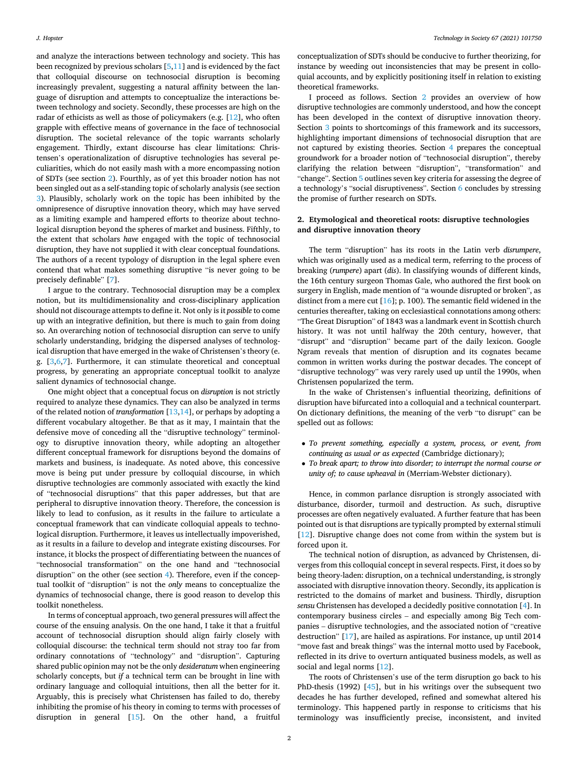and analyze the interactions between technology and society. This has been recognized by previous scholars [5,11] and is evidenced by the fact that colloquial discourse on technosocial disruption is becoming increasingly prevalent, suggesting a natural affinity between the language of disruption and attempts to conceptualize the interactions between technology and society. Secondly, these processes are high on the radar of ethicists as well as those of policymakers (e.g. [12], who often grapple with effective means of governance in the face of technosocial disruption. The societal relevance of the topic warrants scholarly engagement. Thirdly, extant discourse has clear limitations: Christensen's operationalization of disruptive technologies has several peculiarities, which do not easily mash with a more encompassing notion of SDTs (see section 2). Fourthly, as of yet this broader notion has not been singled out as a self-standing topic of scholarly analysis (see section 3). Plausibly, scholarly work on the topic has been inhibited by the omnipresence of disruptive innovation theory, which may have served as a limiting example and hampered efforts to theorize about technological disruption beyond the spheres of market and business. Fifthly, to the extent that scholars *have* engaged with the topic of technosocial disruption, they have not supplied it with clear conceptual foundations. The authors of a recent typology of disruption in the legal sphere even contend that what makes something disruptive "is never going to be precisely definable" [7].

I argue to the contrary. Technosocial disruption may be a complex notion, but its multidimensionality and cross-disciplinary application should not discourage attempts to define it. Not only is it *possible* to come up with an integrative definition, but there is much to gain from doing so. An overarching notion of technosocial disruption can serve to unify scholarly understanding, bridging the dispersed analyses of technological disruption that have emerged in the wake of Christensen's theory (e.g. [3,6,7]. Furthermore, it can stimulate theoretical and conceptual progress, by generating an appropriate conceptual toolkit to analyze salient dynamics of technosocial change.

One might object that a conceptual focus on *disruption* is not strictly required to analyze these dynamics. They can also be analyzed in terms of the related notion of *transformation* [13,14], or perhaps by adopting a different vocabulary altogether. Be that as it may, I maintain that the defensive move of conceding all the "disruptive technology" terminology to disruptive innovation theory, while adopting an altogether different conceptual framework for disruptions beyond the domains of markets and business, is inadequate. As noted above, this concessive move is being put under pressure by colloquial discourse, in which disruptive technologies are commonly associated with exactly the kind of "technosocial disruptions" that this paper addresses, but that are peripheral to disruptive innovation theory. Therefore, the concession is likely to lead to confusion, as it results in the failure to articulate a conceptual framework that can vindicate colloquial appeals to technological disruption. Furthermore, it leaves us intellectually impoverished, as it results in a failure to develop and integrate existing discourses. For instance, it blocks the prospect of differentiating between the nuances of "technosocial transformation" on the one hand and "technosocial disruption" on the other (see section 4). Therefore, even if the conceptual toolkit of "disruption" is not the *only* means to conceptualize the dynamics of technosocial change, there is good reason to develop this toolkit nonetheless.

In terms of conceptual approach, two general pressures will affect the course of the ensuing analysis. On the one hand, I take it that a fruitful account of technosocial disruption should align fairly closely with colloquial discourse: the technical term should not stray too far from ordinary connotations of "technology" and "disruption". Capturing shared public opinion may not be the only *desideratum* when engineering scholarly concepts, but *if* a technical term can be brought in line with ordinary language and colloquial intuitions, then all the better for it. Arguably, this is precisely what Christensen has failed to do, thereby inhibiting the promise of his theory in coming to terms with processes of disruption in general [15]. On the other hand, a fruitful conceptualization of SDTs should be conducive to further theorizing, for instance by weeding out inconsistencies that may be present in colloquial accounts, and by explicitly positioning itself in relation to existing theoretical frameworks.

I proceed as follows. Section 2 provides an overview of how disruptive technologies are commonly understood, and how the concept has been developed in the context of disruptive innovation theory. Section 3 points to shortcomings of this framework and its successors, highlighting important dimensions of technosocial disruption that are not captured by existing theories. Section 4 prepares the conceptual groundwork for a broader notion of "technosocial disruption", thereby clarifying the relation between "disruption", "transformation" and "change". Section 5 outlines seven key criteria for assessing the degree of a technology's "social disruptiveness". Section 6 concludes by stressing the promise of further research on SDTs.

## 2. Etymological and theoretical roots: disruptive technologies and disruptive innovation theory

The term "disruption" has its roots in the Latin verb *disrumpere*, which was originally used as a medical term, referring to the process of breaking (*rumpere*) apart (*dis*). In classifying wounds of different kinds, the 16th century surgeon Thomas Gale, who authored the first book on surgery in English, made mention of "a wounde disrupted or broken", as distinct from a mere cut [16]; p. 100). The semantic field widened in the centuries thereafter, taking on ecclesiastical connotations among others: "The Great Disruption" of 1843 was a landmark event in Scottish church history. It was not until halfway the 20th century, however, that "disrupt" and "disruption" became part of the daily lexicon. Google Ngram reveals that mention of disruption and its cognates became common in written works during the postwar decades. The concept of "disruptive technology" was very rarely used up until the 1990s, when Christensen popularized the term.

In the wake of Christensen's influential theorizing, definitions of disruption have bifurcated into a colloquial and a technical counterpart. On dictionary definitions, the meaning of the verb "to disrupt" can be spelled out as follows:

- *To prevent something, especially a system, process, or event, from continuing as usual or as expected* (Cambridge dictionary);
- *To break apart; to throw into disorder; to interrupt the normal course or unity of; to cause upheaval in* (Merriam-Webster dictionary).

Hence, in common parlance disruption is strongly associated with disturbance, disorder, turmoil and destruction. As such, disruptive processes are often negatively evaluated. A further feature that has been pointed out is that disruptions are typically prompted by external stimuli [12]. Disruptive change does not come from within the system but is forced upon it.

The technical notion of disruption, as advanced by Christensen, diverges from this colloquial concept in several respects. First, it does so by being theory-laden: disruption, on a technical understanding, is strongly associated with disruptive innovation theory. Secondly, its application is restricted to the domains of market and business. Thirdly, disruption *sensu* Christensen has developed a decidedly positive connotation [4]. In contemporary business circles – and especially among Big Tech companies – disruptive technologies, and the associated notion of "creative destruction" [17], are hailed as aspirations. For instance, up until 2014 "move fast and break things" was the internal motto used by Facebook, reflected in its drive to overturn antiquated business models, as well as social and legal norms [12].

The roots of Christensen's use of the term disruption go back to his PhD-thesis (1992) [45], but in his writings over the subsequent two decades he has further developed, refined and somewhat altered his terminology. This happened partly in response to criticisms that his terminology was insufficiently precise, inconsistent, and invited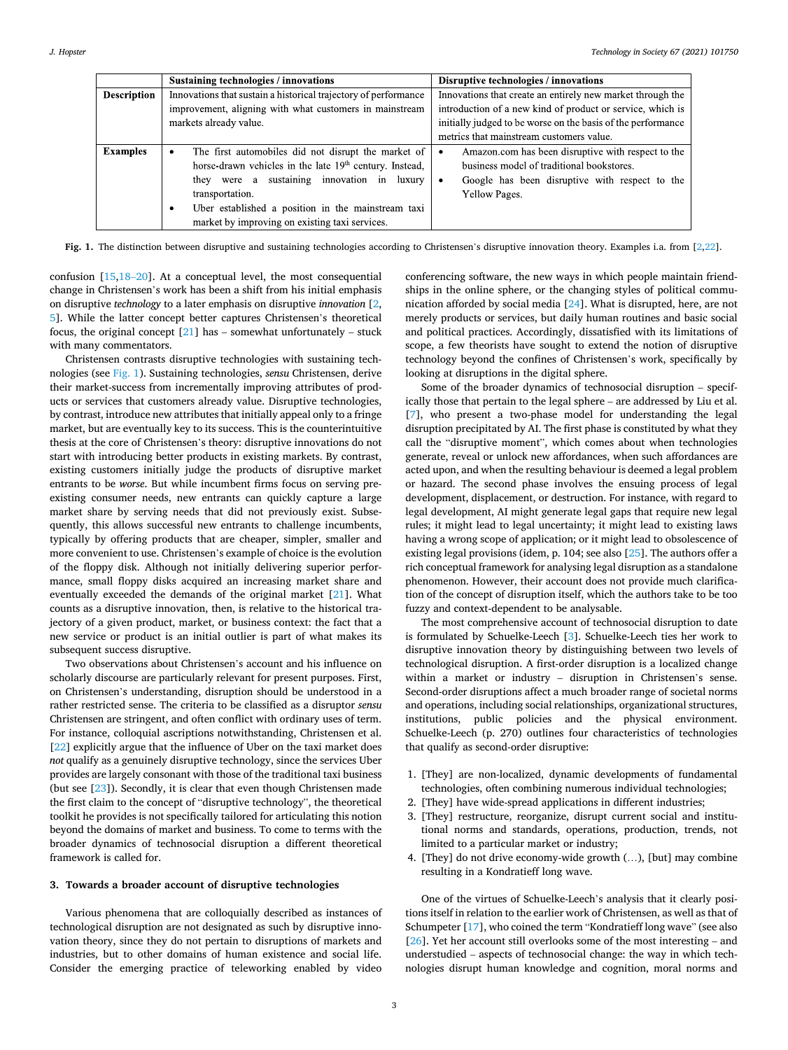|  | Sustaining technologies / innovations | Disruptive technologies / innovations |
| --- | --- | --- |
| **Description** | Innovations that sustain a historical trajectory of performance improvement, aligning with what customers in mainstream markets already value. | Innovations that create an entirely new market through the introduction of a new kind of product or service, which is initially judged to be worse on the basis of the performance metrics that mainstream customers value. |
| **Examples** | • The first automobiles did not disrupt the market of horse-drawn vehicles in the late 19th century. Instead, they were a sustaining innovation in luxury transportation. • Uber established a position in the mainstream taxi market by improving on existing taxi services. | • Amazon.com has been disruptive with respect to the business model of traditional bookstores. • Google has been disruptive with respect to the Yellow Pages. |

**Fig. 1.** The distinction between disruptive and sustaining technologies according to Christensen's disruptive innovation theory. Examples i.a. from [2,22].

confusion [15,18–20]. At a conceptual level, the most consequential change in Christensen's work has been a shift from his initial emphasis on disruptive *technology* to a later emphasis on disruptive *innovation* [2,5]. While the latter concept better captures Christensen's theoretical focus, the original concept [21] has – somewhat unfortunately – stuck with many commentators.

Christensen contrasts disruptive technologies with sustaining technologies (see Fig. 1). Sustaining technologies, *sensu* Christensen, derive their market-success from incrementally improving attributes of products or services that customers already value. Disruptive technologies, by contrast, introduce new attributes that initially appeal only to a fringe market, but are eventually key to its success. This is the counterintuitive thesis at the core of Christensen's theory: disruptive innovations do not start with introducing better products in existing markets. By contrast, existing customers initially judge the products of disruptive market entrants to be *worse*. But while incumbent firms focus on serving pre-existing consumer needs, new entrants can quickly capture a large market share by serving needs that did not previously exist. Subsequently, this allows successful new entrants to challenge incumbents, typically by offering products that are cheaper, simpler, smaller and more convenient to use. Christensen's example of choice is the evolution of the floppy disk. Although not initially delivering superior performance, small floppy disks acquired an increasing market share and eventually exceeded the demands of the original market [21]. What counts as a disruptive innovation, then, is relative to the historical trajectory of a given product, market, or business context: the fact that a new service or product is an initial outlier is part of what makes its subsequent success disruptive.

Two observations about Christensen's account and his influence on scholarly discourse are particularly relevant for present purposes. First, on Christensen's understanding, disruption should be understood in a rather restricted sense. The criteria to be classified as a disruptor *sensu* Christensen are stringent, and often conflict with ordinary uses of term. For instance, colloquial ascriptions notwithstanding, Christensen et al. [22] explicitly argue that the influence of Uber on the taxi market does *not* qualify as a genuinely disruptive technology, since the services Uber provides are largely consonant with those of the traditional taxi business (but see [23]). Secondly, it is clear that even though Christensen made the first claim to the concept of "disruptive technology", the theoretical toolkit he provides is not specifically tailored for articulating this notion beyond the domains of market and business. To come to terms with the broader dynamics of technosocial disruption a different theoretical framework is called for.

## 3. Towards a broader account of disruptive technologies

Various phenomena that are colloquially described as instances of technological disruption are not designated as such by disruptive innovation theory, since they do not pertain to disruptions of markets and industries, but to other domains of human existence and social life. Consider the emerging practice of teleworking enabled by video conferencing software, the new ways in which people maintain friendships in the online sphere, or the changing styles of political communication afforded by social media [24]. What is disrupted, here, are not merely products or services, but daily human routines and basic social and political practices. Accordingly, dissatisfied with its limitations of scope, a few theorists have sought to extend the notion of disruptive technology beyond the confines of Christensen's work, specifically by looking at disruptions in the digital sphere.

Some of the broader dynamics of technosocial disruption – specifically those that pertain to the legal sphere – are addressed by Liu et al. [7], who present a two-phase model for understanding the legal disruption precipitated by AI. The first phase is constituted by what they call the "disruptive moment", which comes about when technologies generate, reveal or unlock new affordances, when such affordances are acted upon, and when the resulting behaviour is deemed a legal problem or hazard. The second phase involves the ensuing process of legal development, displacement, or destruction. For instance, with regard to legal development, AI might generate legal gaps that require new legal rules; it might lead to legal uncertainty; it might lead to existing laws having a wrong scope of application; or it might lead to obsolescence of existing legal provisions (idem, p. 104; see also [25]. The authors offer a rich conceptual framework for analysing legal disruption as a standalone phenomenon. However, their account does not provide much clarification of the concept of disruption itself, which the authors take to be too fuzzy and context-dependent to be analysable.

The most comprehensive account of technosocial disruption to date is formulated by Schuelke-Leech [3]. Schuelke-Leech ties her work to disruptive innovation theory by distinguishing between two levels of technological disruption. A first-order disruption is a localized change within a market or industry – disruption in Christensen's sense. Second-order disruptions affect a much broader range of societal norms and operations, including social relationships, organizational structures, institutions, public policies and the physical environment. Schuelke-Leech (p. 270) outlines four characteristics of technologies that qualify as second-order disruptive:

1. [They] are non-localized, dynamic developments of fundamental technologies, often combining numerous individual technologies;
2. [They] have wide-spread applications in different industries;
3. [They] restructure, reorganize, disrupt current social and institutional norms and standards, operations, production, trends, not limited to a particular market or industry;
4. [They] do not drive economy-wide growth (…), [but] may combine resulting in a Kondratieff long wave.

One of the virtues of Schuelke-Leech's analysis that it clearly positions itself in relation to the earlier work of Christensen, as well as that of Schumpeter [17], who coined the term "Kondratieff long wave" (see also [26]. Yet her account still overlooks some of the most interesting – and understudied – aspects of technosocial change: the way in which technologies disrupt human knowledge and cognition, moral norms and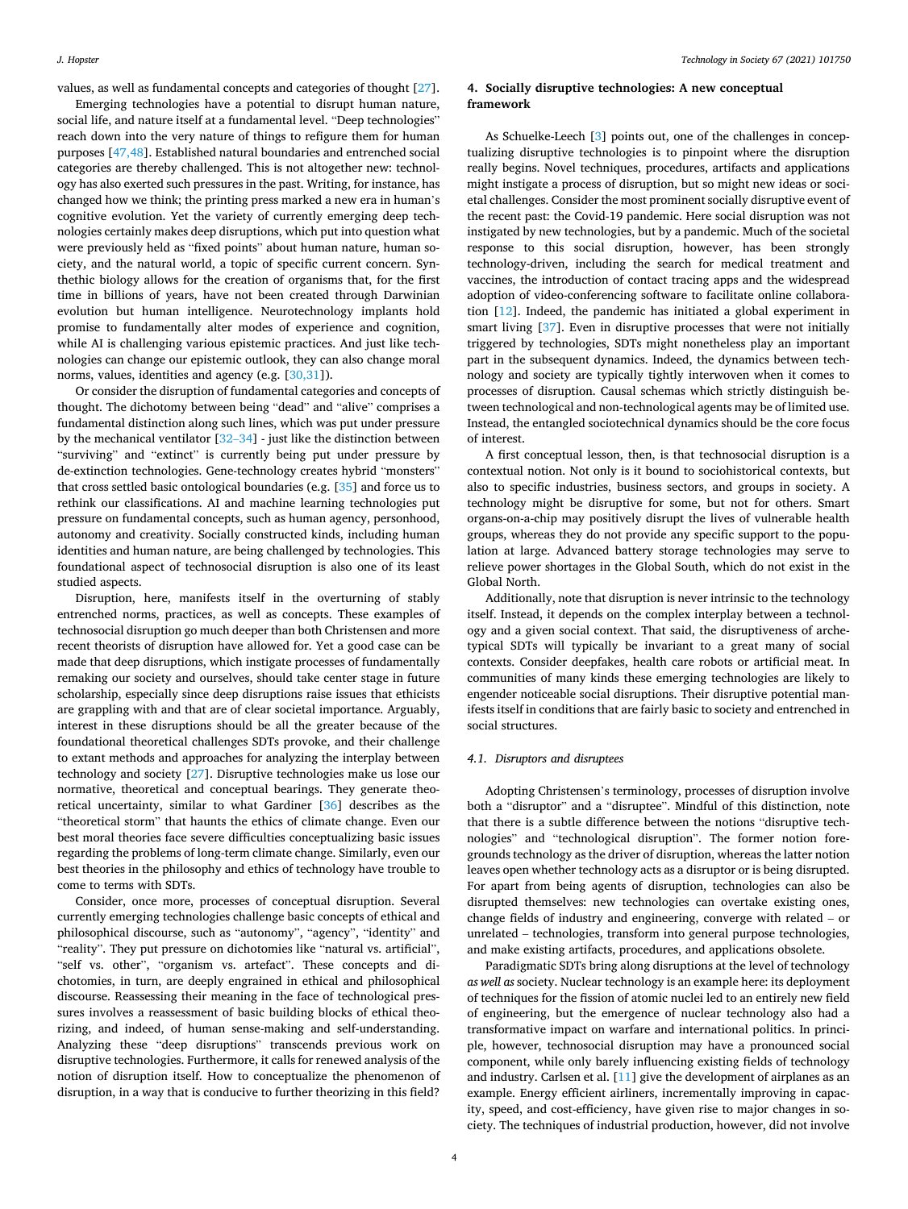values, as well as fundamental concepts and categories of thought [27].

Emerging technologies have a potential to disrupt human nature, social life, and nature itself at a fundamental level. "Deep technologies" reach down into the very nature of things to refigure them for human purposes [47,48]. Established natural boundaries and entrenched social categories are thereby challenged. This is not altogether new: technology has also exerted such pressures in the past. Writing, for instance, has changed how we think; the printing press marked a new era in human's cognitive evolution. Yet the variety of currently emerging deep technologies certainly makes deep disruptions, which put into question what were previously held as "fixed points" about human nature, human society, and the natural world, a topic of specific current concern. Synthethic biology allows for the creation of organisms that, for the first time in billions of years, have not been created through Darwinian evolution but human intelligence. Neurotechnology implants hold promise to fundamentally alter modes of experience and cognition, while AI is challenging various epistemic practices. And just like technologies can change our epistemic outlook, they can also change moral norms, values, identities and agency (e.g. [30,31]).

Or consider the disruption of fundamental categories and concepts of thought. The dichotomy between being "dead" and "alive" comprises a fundamental distinction along such lines, which was put under pressure by the mechanical ventilator [32–34] - just like the distinction between "surviving" and "extinct" is currently being put under pressure by de-extinction technologies. Gene-technology creates hybrid "monsters" that cross settled basic ontological boundaries (e.g. [35] and force us to rethink our classifications. AI and machine learning technologies put pressure on fundamental concepts, such as human agency, personhood, autonomy and creativity. Socially constructed kinds, including human identities and human nature, are being challenged by technologies. This foundational aspect of technosocial disruption is also one of its least studied aspects.

Disruption, here, manifests itself in the overturning of stably entrenched norms, practices, as well as concepts. These examples of technosocial disruption go much deeper than both Christensen and more recent theorists of disruption have allowed for. Yet a good case can be made that deep disruptions, which instigate processes of fundamentally remaking our society and ourselves, should take center stage in future scholarship, especially since deep disruptions raise issues that ethicists are grappling with and that are of clear societal importance. Arguably, interest in these disruptions should be all the greater because of the foundational theoretical challenges SDTs provoke, and their challenge to extant methods and approaches for analyzing the interplay between technology and society [27]. Disruptive technologies make us lose our normative, theoretical and conceptual bearings. They generate theoretical uncertainty, similar to what Gardiner [36] describes as the "theoretical storm" that haunts the ethics of climate change. Even our best moral theories face severe difficulties conceptualizing basic issues regarding the problems of long-term climate change. Similarly, even our best theories in the philosophy and ethics of technology have trouble to come to terms with SDTs.

Consider, once more, processes of conceptual disruption. Several currently emerging technologies challenge basic concepts of ethical and philosophical discourse, such as "autonomy", "agency", "identity" and "reality". They put pressure on dichotomies like "natural vs. artificial", "self vs. other", "organism vs. artefact". These concepts and dichotomies, in turn, are deeply engrained in ethical and philosophical discourse. Reassessing their meaning in the face of technological pressures involves a reassessment of basic building blocks of ethical theorizing, and indeed, of human sense-making and self-understanding. Analyzing these "deep disruptions" transcends previous work on disruptive technologies. Furthermore, it calls for renewed analysis of the notion of disruption itself. How to conceptualize the phenomenon of disruption, in a way that is conducive to further theorizing in this field?

## 4. Socially disruptive technologies: A new conceptual framework

As Schuelke-Leech [3] points out, one of the challenges in conceptualizing disruptive technologies is to pinpoint where the disruption really begins. Novel techniques, procedures, artifacts and applications might instigate a process of disruption, but so might new ideas or societal challenges. Consider the most prominent socially disruptive event of the recent past: the Covid-19 pandemic. Here social disruption was not instigated by new technologies, but by a pandemic. Much of the societal response to this social disruption, however, has been strongly technology-driven, including the search for medical treatment and vaccines, the introduction of contact tracing apps and the widespread adoption of video-conferencing software to facilitate online collaboration [12]. Indeed, the pandemic has initiated a global experiment in smart living [37]. Even in disruptive processes that were not initially triggered by technologies, SDTs might nonetheless play an important part in the subsequent dynamics. Indeed, the dynamics between technology and society are typically tightly interwoven when it comes to processes of disruption. Causal schemas which strictly distinguish between technological and non-technological agents may be of limited use. Instead, the entangled sociotechnical dynamics should be the core focus of interest.

A first conceptual lesson, then, is that technosocial disruption is a contextual notion. Not only is it bound to sociohistorical contexts, but also to specific industries, business sectors, and groups in society. A technology might be disruptive for some, but not for others. Smart organs-on-a-chip may positively disrupt the lives of vulnerable health groups, whereas they do not provide any specific support to the population at large. Advanced battery storage technologies may serve to relieve power shortages in the Global South, which do not exist in the Global North.

Additionally, note that disruption is never intrinsic to the technology itself. Instead, it depends on the complex interplay between a technology and a given social context. That said, the disruptiveness of archetypical SDTs will typically be invariant to a great many of social contexts. Consider deepfakes, health care robots or artificial meat. In communities of many kinds these emerging technologies are likely to engender noticeable social disruptions. Their disruptive potential manifests itself in conditions that are fairly basic to society and entrenched in social structures.

### 4.1. Disruptors and disruptees

Adopting Christensen's terminology, processes of disruption involve both a "disruptor" and a "disruptee". Mindful of this distinction, note that there is a subtle difference between the notions "disruptive technologies" and "technological disruption". The former notion foregrounds technology as the driver of disruption, whereas the latter notion leaves open whether technology acts as a disruptor or is being disrupted. For apart from being agents of disruption, technologies can also be disrupted themselves: new technologies can overtake existing ones, change fields of industry and engineering, converge with related – or unrelated – technologies, transform into general purpose technologies, and make existing artifacts, procedures, and applications obsolete.

Paradigmatic SDTs bring along disruptions at the level of technology *as well as* society. Nuclear technology is an example here: its deployment of techniques for the fission of atomic nuclei led to an entirely new field of engineering, but the emergence of nuclear technology also had a transformative impact on warfare and international politics. In principle, however, technosocial disruption may have a pronounced social component, while only barely influencing existing fields of technology and industry. Carlsen et al. [11] give the development of airplanes as an example. Energy efficient airliners, incrementally improving in capacity, speed, and cost-efficiency, have given rise to major changes in society. The techniques of industrial production, however, did not involve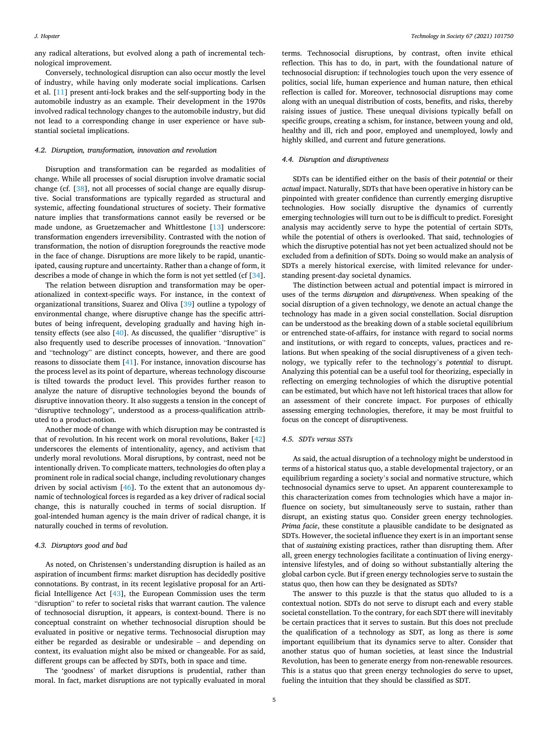any radical alterations, but evolved along a path of incremental technological improvement.

Conversely, technological disruption can also occur mostly the level of industry, while having only moderate social implications. Carlsen et al. [11] present anti-lock brakes and the self-supporting body in the automobile industry as an example. Their development in the 1970s involved radical technology changes to the automobile industry, but did not lead to a corresponding change in user experience or have substantial societal implications.

### 4.2. Disruption, transformation, innovation and revolution

Disruption and transformation can be regarded as modalities of change. While all processes of social disruption involve dramatic social change (cf. [38], not all processes of social change are equally disruptive. Social transformations are typically regarded as structural and systemic, affecting foundational structures of society. Their formative nature implies that transformations cannot easily be reversed or be made undone, as Gruetzemacher and Whittlestone [13] underscore: transformation engenders irreversibility. Contrasted with the notion of transformation, the notion of disruption foregrounds the reactive mode in the face of change. Disruptions are more likely to be rapid, unanticipated, causing rupture and uncertainty. Rather than a change of form, it describes a mode of change in which the form is not yet settled (cf [34].

The relation between disruption and transformation may be operationalized in context-specific ways. For instance, in the context of organizational transitions, Suarez and Oliva [39] outline a typology of environmental change, where disruptive change has the specific attributes of being infrequent, developing gradually and having high intensity effects (see also [40]. As discussed, the qualifier "disruptive" is also frequently used to describe processes of innovation. "Innovation" and "technology" are distinct concepts, however, and there are good reasons to dissociate them [41]. For instance, innovation discourse has the process level as its point of departure, whereas technology discourse is tilted towards the product level. This provides further reason to analyze the nature of disruptive technologies beyond the bounds of disruptive innovation theory. It also suggests a tension in the concept of "disruptive technology", understood as a process-qualification attributed to a product-notion.

Another mode of change with which disruption may be contrasted is that of revolution. In his recent work on moral revolutions, Baker [42] underscores the elements of intentionality, agency, and activism that underly moral revolutions. Moral disruptions, by contrast, need not be intentionally driven. To complicate matters, technologies do often play a prominent role in radical social change, including revolutionary changes driven by social activism [46]. To the extent that an autonomous dynamic of technological forces is regarded as a key driver of radical social change, this is naturally couched in terms of social disruption. If goal-intended human agency is the main driver of radical change, it is naturally couched in terms of revolution.

### 4.3. Disruptors good and bad

As noted, on Christensen's understanding disruption is hailed as an aspiration of incumbent firms: market disruption has decidedly positive connotations. By contrast, in its recent legislative proposal for an Artificial Intelligence Act [43], the European Commission uses the term "disruption" to refer to societal risks that warrant caution. The valence of technosocial disruption, it appears, is context-bound. There is no conceptual constraint on whether technosocial disruption should be evaluated in positive or negative terms. Technosocial disruption may either be regarded as desirable or undesirable – and depending on context, its evaluation might also be mixed or changeable. For as said, different groups can be affected by SDTs, both in space and time.

The 'goodness' of market disruptions is prudential, rather than moral. In fact, market disruptions are not typically evaluated in moral terms. Technosocial disruptions, by contrast, often invite ethical reflection. This has to do, in part, with the foundational nature of technosocial disruption: if technologies touch upon the very essence of politics, social life, human experience and human nature, then ethical reflection is called for. Moreover, technosocial disruptions may come along with an unequal distribution of costs, benefits, and risks, thereby raising issues of justice. These unequal divisions typically befall on specific groups, creating a schism, for instance, between young and old, healthy and ill, rich and poor, employed and unemployed, lowly and highly skilled, and current and future generations.

### 4.4. Disruption and disruptiveness

SDTs can be identified either on the basis of their *potential* or their *actual* impact. Naturally, SDTs that have been operative in history can be pinpointed with greater confidence than currently emerging disruptive technologies. How socially disruptive the dynamics of currently emerging technologies will turn out to be is difficult to predict. Foresight analysis may accidently serve to hype the potential of certain SDTs, while the potential of others is overlooked. That said, technologies of which the disruptive potential has not yet been actualized should not be excluded from a definition of SDTs. Doing so would make an analysis of SDTs a merely historical exercise, with limited relevance for understanding present-day societal dynamics.

The distinction between actual and potential impact is mirrored in uses of the terms *disruption* and *disruptiveness*. When speaking of the social disruption of a given technology, we denote an actual change the technology has made in a given social constellation. Social disruption can be understood as the breaking down of a stable societal equilibrium or entrenched state-of-affairs, for instance with regard to social norms and institutions, or with regard to concepts, values, practices and relations. But when speaking of the social disruptiveness of a given technology, we typically refer to the technology's *potential* to disrupt. Analyzing this potential can be a useful tool for theorizing, especially in reflecting on emerging technologies of which the disruptive potential can be estimated, but which have not left historical traces that allow for an assessment of their concrete impact. For purposes of ethically assessing emerging technologies, therefore, it may be most fruitful to focus on the concept of disruptiveness.

### 4.5. SDTs versus SSTs

As said, the actual disruption of a technology might be understood in terms of a historical status quo, a stable developmental trajectory, or an equilibrium regarding a society's social and normative structure, which technosocial dynamics serve to upset. An apparent counterexample to this characterization comes from technologies which have a major influence on society, but simultaneously serve to sustain, rather than disrupt, an existing status quo. Consider green energy technologies. *Prima facie*, these constitute a plausible candidate to be designated as SDTs. However, the societal influence they exert is in an important sense that of *sustaining* existing practices, rather than disrupting them. After all, green energy technologies facilitate a continuation of living energy-intensive lifestyles, and of doing so without substantially altering the global carbon cycle. But if green energy technologies serve to sustain the status quo, then how can they be designated as SDTs?

The answer to this puzzle is that the status quo alluded to is a contextual notion. SDTs do not serve to disrupt each and every stable societal constellation. To the contrary, for each SDT there will inevitably be certain practices that it serves to sustain. But this does not preclude the qualification of a technology as SDT, as long as there is *some* important equilibrium that its dynamics serve to alter. Consider that another status quo of human societies, at least since the Industrial Revolution, has been to generate energy from non-renewable resources. This is a status quo that green energy technologies do serve to upset, fueling the intuition that they should be classified as SDT.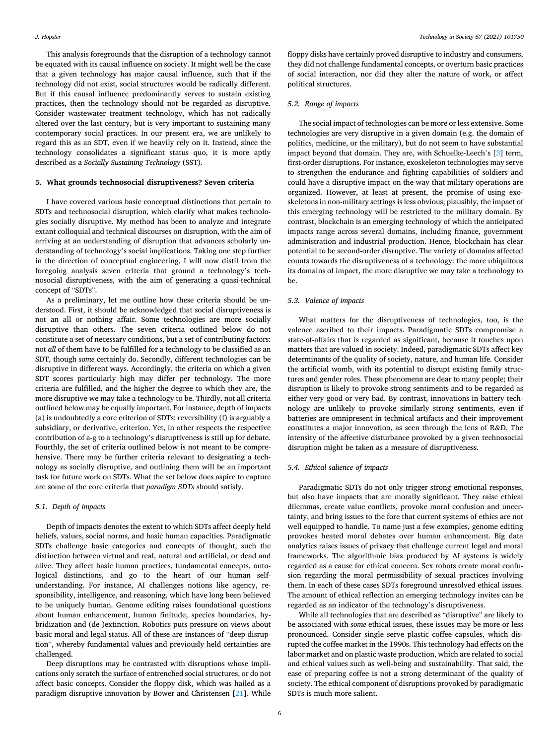This analysis foregrounds that the disruption of a technology cannot be equated with its causal influence on society. It might well be the case that a given technology has major causal influence, such that if the technology did not exist, social structures would be radically different. But if this causal influence predominantly serves to sustain existing practices, then the technology should not be regarded as disruptive. Consider wastewater treatment technology, which has not radically altered over the last century, but is very important to sustaining many contemporary social practices. In our present era, we are unlikely to regard this as an SDT, even if we heavily rely on it. Instead, since the technology consolidates a significant status quo, it is more aptly described as a *Socially Sustaining Technology* (SST).

## 5. What grounds technosocial disruptiveness? Seven criteria

I have covered various basic conceptual distinctions that pertain to SDTs and technosocial disruption, which clarify what makes technologies socially disruptive. My method has been to analyze and integrate extant colloquial and technical discourses on disruption, with the aim of arriving at an understanding of disruption that advances scholarly understanding of technology's social implications. Taking one step further in the direction of conceptual engineering, I will now distil from the foregoing analysis seven criteria that ground a technology's technosocial disruptiveness, with the aim of generating a quasi-technical concept of "SDTs".

As a preliminary, let me outline how these criteria should be understood. First, it should be acknowledged that social disruptiveness is not an all or nothing affair. Some technologies are more socially disruptive than others. The seven criteria outlined below do not constitute a set of necessary conditions, but a set of contributing factors: not *all* of them have to be fulfilled for a technology to be classified as an SDT, though *some* certainly do. Secondly, different technologies can be disruptive in different ways. Accordingly, the criteria on which a given SDT scores particularly high may differ per technology. The more criteria are fulfilled, and the higher the degree to which they are, the more disruptive we may take a technology to be. Thirdly, not all criteria outlined below may be equally important. For instance, depth of impacts (a) is undoubtedly a core criterion of SDTs; reversibility (f) is arguably a subsidiary, or derivative, criterion. Yet, in other respects the respective contribution of a-g to a technology's disruptiveness is still up for debate. Fourthly, the set of criteria outlined below is not meant to be comprehensive. There may be further criteria relevant to designating a technology as socially disruptive, and outlining them will be an important task for future work on SDTs. What the set below does aspire to capture are some of the core criteria that *paradigm SDTs* should satisfy.

### 5.1. Depth of impacts

Depth of impacts denotes the extent to which SDTs affect deeply held beliefs, values, social norms, and basic human capacities. Paradigmatic SDTs challenge basic categories and concepts of thought, such the distinction between virtual and real, natural and artificial, or dead and alive. They affect basic human practices, fundamental concepts, ontological distinctions, and go to the heart of our human self-understanding. For instance, AI challenges notions like agency, responsibility, intelligence, and reasoning, which have long been believed to be uniquely human. Genome editing raises foundational questions about human enhancement, human finitude, species boundaries, hybridization and (de-)extinction. Robotics puts pressure on views about basic moral and legal status. All of these are instances of "deep disruption", whereby fundamental values and previously held certainties are challenged.

Deep disruptions may be contrasted with disruptions whose implications only scratch the surface of entrenched social structures, or do not affect basic concepts. Consider the floppy disk, which was hailed as a paradigm disruptive innovation by Bower and Christensen [21]. While floppy disks have certainly proved disruptive to industry and consumers, they did not challenge fundamental concepts, or overturn basic practices of social interaction, nor did they alter the nature of work, or affect political structures.

### 5.2. Range of impacts

The social impact of technologies can be more or less extensive. Some technologies are very disruptive in a given domain (e.g. the domain of politics, medicine, or the military), but do not seem to have substantial impact beyond that domain. They are, with Schuelke-Leech's [3] term, first-order disruptions. For instance, exoskeleton technologies may serve to strengthen the endurance and fighting capabilities of soldiers and could have a disruptive impact on the way that military operations are organized. However, at least at present, the promise of using exoskeletons in non-military settings is less obvious; plausibly, the impact of this emerging technology will be restricted to the military domain. By contrast, blockchain is an emerging technology of which the anticipated impacts range across several domains, including finance, government administration and industrial production. Hence, blockchain has clear potential to be second-order disruptive. The variety of domains affected counts towards the disruptiveness of a technology: the more ubiquitous its domains of impact, the more disruptive we may take a technology to be.

### 5.3. Valence of impacts

What matters for the disruptiveness of technologies, too, is the valence ascribed to their impacts. Paradigmatic SDTs compromise a state-of-affairs that is regarded as significant, because it touches upon matters that are valued in society. Indeed, paradigmatic SDTs affect key determinants of the quality of society, nature, and human life. Consider the artificial womb, with its potential to disrupt existing family structures and gender roles. These phenomena are dear to many people; their disruption is likely to provoke strong sentiments and to be regarded as either very good or very bad. By contrast, innovations in battery technology are unlikely to provoke similarly strong sentiments, even if batteries are omnipresent in technical artifacts and their improvement constitutes a major innovation, as seen through the lens of R&D. The intensity of the affective disturbance provoked by a given technosocial disruption might be taken as a measure of disruptiveness.

### 5.4. Ethical salience of impacts

Paradigmatic SDTs do not only trigger strong emotional responses, but also have impacts that are morally significant. They raise ethical dilemmas, create value conflicts, provoke moral confusion and uncertainty, and bring issues to the fore that current systems of ethics are not well equipped to handle. To name just a few examples, genome editing provokes heated moral debates over human enhancement. Big data analytics raises issues of privacy that challenge current legal and moral frameworks. The algorithmic bias produced by AI systems is widely regarded as a cause for ethical concern. Sex robots create moral confusion regarding the moral permissibility of sexual practices involving them. In each of these cases SDTs foreground unresolved ethical issues. The amount of ethical reflection an emerging technology invites can be regarded as an indicator of the technology's disruptiveness.

While all technologies that are described as "disruptive" are likely to be associated with *some* ethical issues, these issues may be more or less pronounced. Consider single serve plastic coffee capsules, which disrupted the coffee market in the 1990s. This technology had effects on the labor market and on plastic waste production, which are related to social and ethical values such as well-being and sustainability. That said, the ease of preparing coffee is not a strong determinant of the quality of society. The ethical component of disruptions provoked by paradigmatic SDTs is much more salient.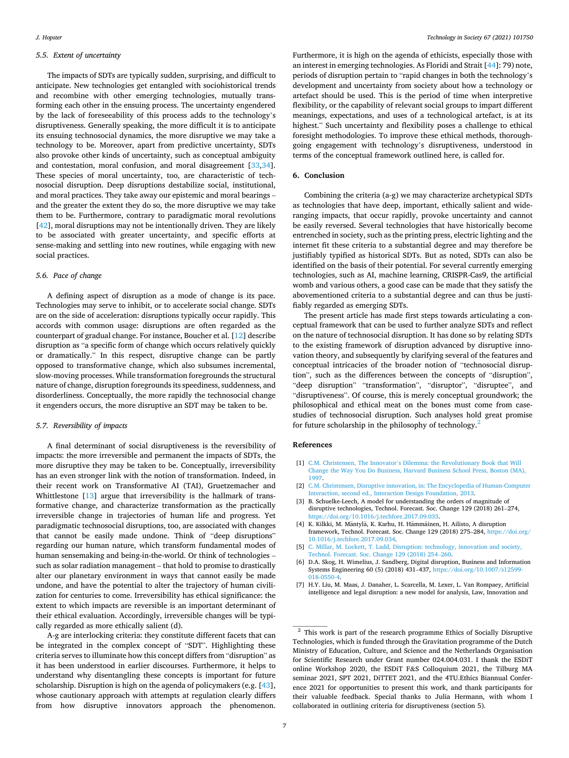### 5.5. Extent of uncertainty

The impacts of SDTs are typically sudden, surprising, and difficult to anticipate. New technologies get entangled with sociohistorical trends and recombine with other emerging technologies, mutually transforming each other in the ensuing process. The uncertainty engendered by the lack of foreseeability of this process adds to the technology's disruptiveness. Generally speaking, the more difficult it is to anticipate its ensuing technosocial dynamics, the more disruptive we may take a technology to be. Moreover, apart from predictive uncertainty, SDTs also provoke other kinds of uncertainty, such as conceptual ambiguity and contestation, moral confusion, and moral disagreement [33,34]. These species of moral uncertainty, too, are characteristic of technosocial disruption. Deep disruptions destabilize social, institutional, and moral practices. They take away our epistemic and moral bearings – and the greater the extent they do so, the more disruptive we may take them to be. Furthermore, contrary to paradigmatic moral revolutions [42], moral disruptions may not be intentionally driven. They are likely to be associated with greater uncertainty, and specific efforts at sense-making and settling into new routines, while engaging with new social practices.

### 5.6. Pace of change

A defining aspect of disruption as a mode of change is its pace. Technologies may serve to inhibit, or to accelerate social change. SDTs are on the side of acceleration: disruptions typically occur rapidly. This accords with common usage: disruptions are often regarded as the counterpart of gradual change. For instance, Boucher et al. [12] describe disruption as "a specific form of change which occurs relatively quickly or dramatically." In this respect, disruptive change can be partly opposed to transformative change, which also subsumes incremental, slow-moving processes. While transformation foregrounds the structural nature of change, disruption foregrounds its speediness, suddenness, and disorderliness. Conceptually, the more rapidly the technosocial change it engenders occurs, the more disruptive an SDT may be taken to be.

### 5.7. Reversibility of impacts

A final determinant of social disruptiveness is the reversibility of impacts: the more irreversible and permanent the impacts of SDTs, the more disruptive they may be taken to be. Conceptually, irreversibility has an even stronger link with the notion of transformation. Indeed, in their recent work on Transformative AI (TAI), Gruetzemacher and Whittlestone [13] argue that irreversibility is the hallmark of transformative change, and characterize transformation as the practically irreversible change in trajectories of human life and progress. Yet paradigmatic technosocial disruptions, too, are associated with changes that cannot be easily made undone. Think of "deep disruptions" regarding our human nature, which transform fundamental modes of human sensemaking and being-in-the-world. Or think of technologies – such as solar radiation management – that hold to promise to drastically alter our planetary environment in ways that cannot easily be made undone, and have the potential to alter the trajectory of human civilization for centuries to come. Irreversibility has ethical significance: the extent to which impacts are reversible is an important determinant of their ethical evaluation. Accordingly, irreversible changes will be typically regarded as more ethically salient (d).

A-g are interlocking criteria: they constitute different facets that can be integrated in the complex concept of "SDT". Highlighting these criteria serves to illuminate how this concept differs from "disruption" as it has been understood in earlier discourses. Furthermore, it helps to understand why disentangling these concepts is important for future scholarship. Disruption is high on the agenda of policymakers (e.g. [43], whose cautionary approach with attempts at regulation clearly differs from how disruptive innovators approach the phenomenon. Furthermore, it is high on the agenda of ethicists, especially those with an interest in emerging technologies. As Floridi and Strait [44]: 79) note, periods of disruption pertain to "rapid changes in both the technology's development and uncertainty from society about how a technology or artefact should be used. This is the period of time when interpretive flexibility, or the capability of relevant social groups to impart different meanings, expectations, and uses of a technological artefact, is at its highest." Such uncertainty and flexibility poses a challenge to ethical foresight methodologies. To improve these ethical methods, thoroughgoing engagement with technology's disruptiveness, understood in terms of the conceptual framework outlined here, is called for.

## 6. Conclusion

Combining the criteria (a-g) we may characterize archetypical SDTs as technologies that have deep, important, ethically salient and wide-ranging impacts, that occur rapidly, provoke uncertainty and cannot be easily reversed. Several technologies that have historically become entrenched in society, such as the printing press, electric lighting and the internet fit these criteria to a substantial degree and may therefore be justifiably typified as historical SDTs. But as noted, SDTs can also be identified on the basis of their potential. For several currently emerging technologies, such as AI, machine learning, CRISPR-Cas9, the artificial womb and various others, a good case can be made that they satisfy the abovementioned criteria to a substantial degree and can thus be justifiably regarded as emerging SDTs.

The present article has made first steps towards articulating a conceptual framework that can be used to further analyze SDTs and reflect on the nature of technosocial disruption. It has done so by relating SDTs to the existing framework of disruption advanced by disruptive innovation theory, and subsequently by clarifying several of the features and conceptual intricacies of the broader notion of "technosocial disruption", such as the differences between the concepts of "disruption", "deep disruption" "transformation", "disruptor", "disruptee", and "disruptiveness". Of course, this is merely conceptual groundwork; the philosophical and ethical meat on the bones must come from case-studies of technosocial disruption. Such analyses hold great promise for future scholarship in the philosophy of technology.[2]

## References

[1] C.M. Christensen, The Innovator's Dilemma: the Revolutionary Book that Will Change the Way You Do Business, Harvard Business School Press, Boston (MA), 1997.

[2] C.M. Christensen, Disruptive innovation, in: The Encyclopedia of Human-Computer Interaction, second ed., Interaction Design Foundation, 2013.

[3] B. Schuelke-Leech, A model for understanding the orders of magnitude of disruptive technologies, Technol. Forecast. Soc. Change 129 (2018) 261–274, https://doi.org/10.1016/j.techfore.2017.09.033.

[4] K. Kilkki, M. Mäntylä, K. Karhu, H. Hämmäinen, H. Ailisto, A disruption framework, Technol. Forecast. Soc. Change 129 (2018) 275–284, https://doi.org/10.1016/j.techfore.2017.09.034.

[5] C. Millar, M. Lockett, T. Ladd, Disruption: technology, innovation and society, Technol. Forecast. Soc. Change 129 (2018) 254–260.

[6] D.A. Skog, H. Wimelius, J. Sandberg, Digital disruption, Business and Information Systems Engineering 60 (5) (2018) 431–437, https://doi.org/10.1007/s12599-018-0550-4.

[7] H.Y. Liu, M. Maas, J. Danaher, L. Scarcella, M. Lexer, L. Van Rompaey, Artificial intelligence and legal disruption: a new model for analysis, Law, Innovation and

---

[2] This work is part of the research programme Ethics of Socially Disruptive Technologies, which is funded through the Gravitation programme of the Dutch Ministry of Education, Culture, and Science and the Netherlands Organisation for Scientific Research under Grant number 024.004.031. I thank the ESDiT online Workshop 2020, the ESDiT F&S Colloquium 2021, the Tilburg MA seminar 2021, SPT 2021, DiTTET 2021, and the 4TU.Ethics Biannual Conference 2021 for opportunities to present this work, and thank participants for their valuable feedback. Special thanks to Julia Hermann, with whom I collaborated in outlining criteria for disruptiveness (section 5).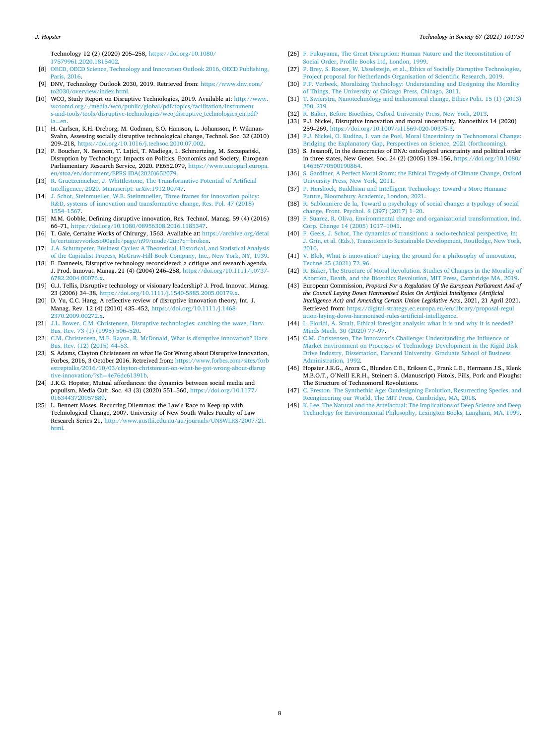Technology 12 (2) (2020) 205–258, https://doi.org/10.1080/17579961.2020.1815402.

[8] OECD, OECD Science, Technology and Innovation Outlook 2016, OECD Publishing, Paris, 2016.

[9] DNV, Technology Outlook 2030, 2019. Retrieved from: https://www.dnv.com/to2030/overview/index.html.

[10] WCO, Study Report on Disruptive Technologies, 2019. Available at: http://www.wcoomd.org/-/media/wco/public/global/pdf/topics/facilitation/instruments-and-tools/tools/disruptive-technologies/wco_disruptive_technologies_en.pdf?la=en.

[11] H. Carlsen, K.H. Dreborg, M. Godman, S.O. Hansson, L. Johansson, P. Wikman-Svahn, Assessing socially disruptive technological change, Technol. Soc. 32 (2010) 209–218, https://doi.org/10.1016/j.techsoc.2010.07.002.

[12] P. Boucher, N. Bentzen, T. Laţici, T. Madiega, L. Schmertzing, M. Szczepański, Disruption by Technology: Impacts on Politics, Economics and Society, European Parliamentary Research Service, 2020. PE652.079, https://www.europarl.europa.eu/stoa/en/document/EPRS_IDA(2020)652079.

[13] R. Gruetzemacher, J. Whittlestone, The Transformative Potential of Artificial Intelligence, 2020. Manuscript: arXiv:1912.00747.

[14] J. Schot, Steinmueller, W.E. Steinmueller, Three frames for innovation policy: R&D, systems of innovation and transformative change, Res. Pol. 47 (2018) 1554–1567.

[15] M.M. Gobble, Defining disruptive innovation, Res. Technol. Manag. 59 (4) (2016) 66–71, https://doi.org/10.1080/08956308.2016.1185347.

[16] T. Gale, Certaine Works of Chirurgy, 1563. Available at: https://archive.org/details/certainevvorkeso00gale/page/n99/mode/2up?q=broken.

[17] J.A. Schumpeter, Business Cycles: A Theoretical, Historical, and Statistical Analysis of the Capitalist Process, McGraw-Hill Book Company, Inc., New York, NY, 1939.

[18] E. Danneels, Disruptive technology reconsidered: a critique and research agenda, J. Prod. Innovat. Manag. 21 (4) (2004) 246–258, https://doi.org/10.1111/j.0737-6782.2004.00076.x.

[19] G.J. Tellis, Disruptive technology or visionary leadership? J. Prod. Innovat. Manag. 23 (2006) 34–38, https://doi.org/10.1111/j.1540-5885.2005.00179.x.

[20] D. Yu, C.C. Hang, A reflective review of disruptive innovation theory, Int. J. Manag. Rev. 12 (4) (2010) 435–452, https://doi.org/10.1111/j.1468-2370.2009.00272.x.

[21] J.L. Bower, C.M. Christensen, Disruptive technologies: catching the wave, Harv. Bus. Rev. 73 (1) (1995) 506–520.

[22] C.M. Christensen, M.E. Rayon, R. McDonald, What is disruptive innovation? Harv. Bus. Rev. (12) (2015) 44–53.

[23] S. Adams, Clayton Christensen on what He Got Wrong about Disruptive Innovation, Forbes, 2016, 3 October 2016. Retreived from: https://www.forbes.com/sites/forbestreptalks/2016/10/03/clayton-christensen-on-what-he-got-wrong-about-disruptive-innovation/?sh=4e76dc61391b.

[24] J.K.G. Hopster, Mutual affordances: the dynamics between social media and populism, Media Cult. Soc. 43 (3) (2020) 551–560, https://doi.org/10.1177/0163443720957889.

[25] L. Bennett Moses, Recurring Dilemmas: the Law's Race to Keep up with Technological Change, 2007. University of New South Wales Faculty of Law Research Series 21, http://www.austlii.edu.au/au/journals/UNSWLRS/2007/21.html.

[26] F. Fukuyama, The Great Disruption: Human Nature and the Reconstitution of Social Order, Profile Books Ltd, London, 1999.

[27] P. Brey, S. Roeser, W. IJsselsteijn, et al., Ethics of Socially Disruptive Technologies, Project proposal for Netherlands Organisation of Scientific Research, 2019.

[30] P.P. Verbeek, Moralizing Technology: Understanding and Designing the Morality of Things, The University of Chicago Press, Chicago, 2011.

[31] T. Swierstra, Nanotechnology and technomoral change, Ethics Polit. 15 (1) (2013) 200–219.

[32] R. Baker, Before Bioethics, Oxford University Press, New York, 2013.

[33] P.J. Nickel, Disruptive innovation and moral uncertainty, Nanoethics 14 (2020) 259–269, https://doi.org/10.1007/s11569-020-00375-3.

[34] P.J. Nickel, O. Kudina, I. van de Poel, Moral Uncertainty in Technomoral Change: Bridging the Explanatory Gap, Perspectives on Science, 2021 (forthcoming).

[35] S. Jasanoff, In the democracies of DNA: ontological uncertainty and political order in three states, New Genet. Soc. 24 (2) (2005) 139–156, https://doi.org/10.1080/14636770500190864.

[36] S. Gardiner, A Perfect Moral Storm: the Ethical Tragedy of Climate Change, Oxford University Press, New York, 2011.

[37] P. Hershock, Buddhism and Intelligent Technology: toward a More Humane Future, Bloomsbury Academic, London, 2021.

[38] R. Sablonnière de la, Toward a psychology of social change: a typology of social change, Front. Psychol. 8 (397) (2017) 1–20.

[39] F. Suarez, R. Oliva, Environmental change and organizational transformation, Ind. Corp. Change 14 (2005) 1017–1041.

[40] F. Geels, J. Schot, The dynamics of transitions: a socio-technical perspective, in: J. Grin, et al. (Eds.), Transitions to Sustainable Development, Routledge, New York, 2010.

[41] V. Blok, What is innovation? Laying the ground for a philosophy of innovation, Techné 25 (2021) 72–96.

[42] R. Baker, The Structure of Moral Revolution. Studies of Changes in the Morality of Abortion, Death, and the Bioethics Revolution, MIT Press, Cambridge MA, 2019.

[43] European Commission, *Proposal For a Regulation Of the European Parliament And of the Council Laying Down Harmonised Rules On Artificial Intelligence (Artificial Intelligence Act) and Amending Certain Union Legislative* Acts, 2021, 21 April 2021. Retrieved from: https://digital-strategy.ec.europa.eu/en/library/proposal-regulation-laying-down-harmonised-rules-artificial-intelligence.

[44] L. Floridi, A. Strait, Ethical foresight analysis: what it is and why it is needed? Minds Mach. 30 (2020) 77–97.

[45] C.M. Christensen, The Innovator's Challenge: Understanding the Influence of Market Environment on Processes of Technology Development in the Rigid Disk Drive Industry, Dissertation, Harvard University. Graduate School of Business Administration, 1992.

[46] Hopster J.K.G., Arora C., Blunden C.E., Eriksen C., Frank L.E., Hermann J.S., Klenk M.B.O.T., O'Neill E.R.H., Steinert S. (Manuscript) Pistols, Pills, Pork and Ploughs: The Structure of Technomoral Revolutions.

[47] C. Preston. The Synthethic Age: Outdesigning Evolution, Resurrecting Species, and Reengineering our World, The MIT Press, Cambridge, MA, 2018.

[48] K. Lee. The Natural and the Artefactual: The Implications of Deep Science and Deep Technology for Environmental Philosophy, Lexington Books, Langham, MA, 1999.